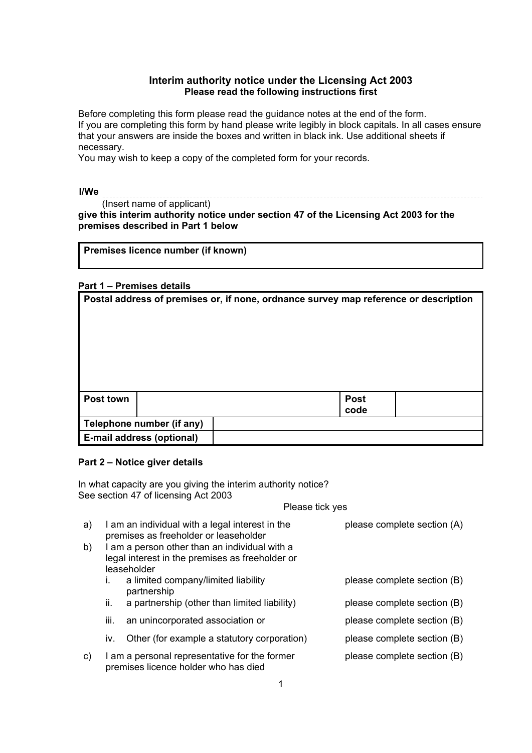# Interim authority notice under the Licensing Act 2003

**Please read the following instructions first**

Before completing this form please read the guidance notes at the end of the form.
If you are completing this form by hand please write legibly in block capitals. In all cases ensure that your answers are inside the boxes and written in black ink. Use additional sheets if necessary.
You may wish to keep a copy of the completed form for your records.

**I/We** ..................................................................................................................

(Insert name of applicant)

**give this interim authority notice under section 47 of the Licensing Act 2003 for the premises described in Part 1 below**

| **Premises licence number (if known)** |
|---|
| |

## Part 1 – Premises details

| **Postal address of premises or, if none, ordnance survey map reference or description** | | | |
|---|---|---|---|
| | | | |
| **Post town** | | **Post code** | |
| **Telephone number (if any)** | | | |
| **E-mail address (optional)** | | | |

## Part 2 – Notice giver details

In what capacity are you giving the interim authority notice?
See section 47 of licensing Act 2003

Please tick yes

| | | |
|---|---|---|
| a) | I am an individual with a legal interest in the premises as freeholder or leaseholder | please complete section (A) |
| b) | I am a person other than an individual with a legal interest in the premises as freeholder or leaseholder | |
| | i. a limited company/limited liability partnership | please complete section (B) |
| | ii. a partnership (other than limited liability) | please complete section (B) |
| | iii. an unincorporated association or | please complete section (B) |
| | iv. Other (for example a statutory corporation) | please complete section (B) |
| c) | I am a personal representative for the former premises licence holder who has died | please complete section (B) |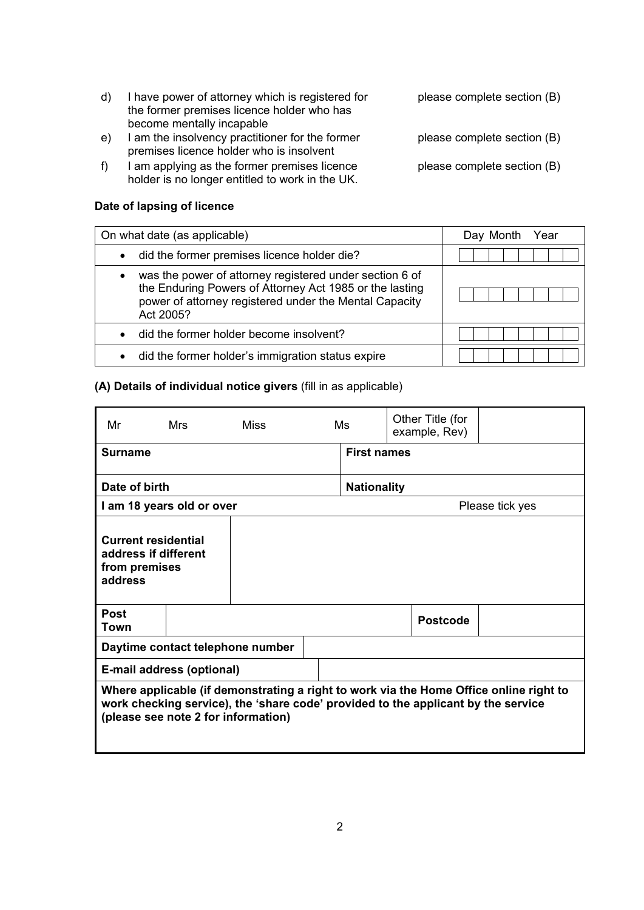d) I have power of attorney which is registered for the former premises licence holder who has become mentally incapable — please complete section (B)

e) I am the insolvency practitioner for the former premises licence holder who is insolvent — please complete section (B)

f) I am applying as the former premises licence holder is no longer entitled to work in the UK. — please complete section (B)

**Date of lapsing of licence**

| On what date (as applicable) | Day Month Year |
|---|---|
| • did the former premises licence holder die? | |
| • was the power of attorney registered under section 6 of the Enduring Powers of Attorney Act 1985 or the lasting power of attorney registered under the Mental Capacity Act 2005? | |
| • did the former holder become insolvent? | |
| • did the former holder's immigration status expire | |

**(A) Details of individual notice givers** (fill in as applicable)

| Mr | Mrs | Miss | Ms | Other Title (for example, Rev) | |
|---|---|---|---|---|---|
| **Surname** | | | **First names** | | |
| **Date of birth** | | | **Nationality** | | |
| **I am 18 years old or over** | | | | Please tick yes | |
| **Current residential address if different from premises address** | | | | | |
| **Post Town** | | | | **Postcode** | |
| **Daytime contact telephone number** | | | | | |
| **E-mail address (optional)** | | | | | |
| **Where applicable (if demonstrating a right to work via the Home Office online right to work checking service), the 'share code' provided to the applicant by the service (please see note 2 for information)** | | | | | |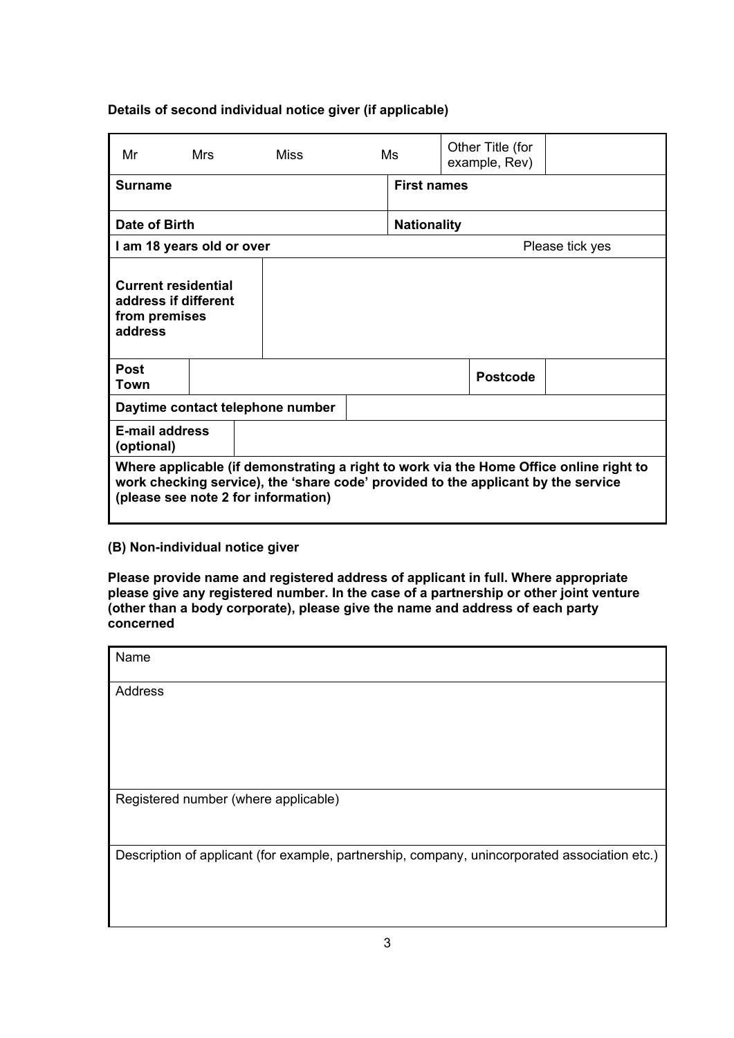**Details of second individual notice giver (if applicable)**

| Mr | Mrs | Miss | Ms | Other Title (for example, Rev) | |
|---|---|---|---|---|---|
| **Surname** | | | **First names** | | |
| **Date of Birth** | | | **Nationality** | | |
| **I am 18 years old or over** | | | | Please tick yes | |
| **Current residential address if different from premises address** | | | | | |
| **Post Town** | | | | **Postcode** | |
| **Daytime contact telephone number** | | | | | |
| **E-mail address (optional)** | | | | | |
| **Where applicable (if demonstrating a right to work via the Home Office online right to work checking service), the 'share code' provided to the applicant by the service (please see note 2 for information)** | | | | | |

**(B) Non-individual notice giver**

**Please provide name and registered address of applicant in full. Where appropriate please give any registered number. In the case of a partnership or other joint venture (other than a body corporate), please give the name and address of each party concerned**

| Name |
|---|
| Address |
| Registered number (where applicable) |
| Description of applicant (for example, partnership, company, unincorporated association etc.) |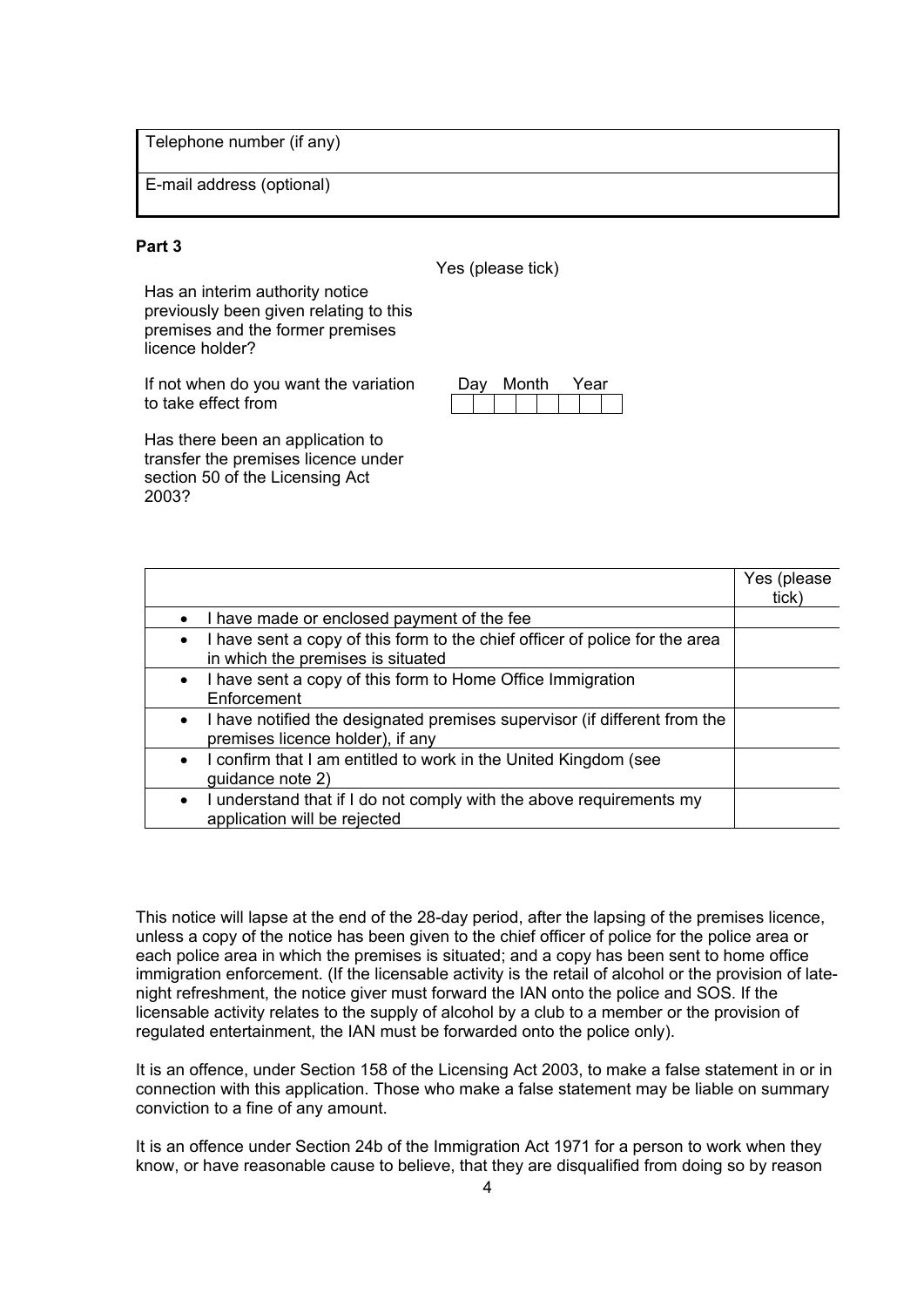| Telephone number (if any) |
| --- |
| E-mail address (optional) |

**Part 3**

| | Yes (please tick) |
| --- | --- |
| Has an interim authority notice previously been given relating to this premises and the former premises licence holder? | |
| If not when do you want the variation to take effect from | Day Month Year |
| Has there been an application to transfer the premises licence under section 50 of the Licensing Act 2003? | |

| | Yes (please tick) |
| --- | --- |
| • I have made or enclosed payment of the fee | |
| • I have sent a copy of this form to the chief officer of police for the area in which the premises is situated | |
| • I have sent a copy of this form to Home Office Immigration Enforcement | |
| • I have notified the designated premises supervisor (if different from the premises licence holder), if any | |
| • I confirm that I am entitled to work in the United Kingdom (see guidance note 2) | |
| • I understand that if I do not comply with the above requirements my application will be rejected | |

This notice will lapse at the end of the 28-day period, after the lapsing of the premises licence, unless a copy of the notice has been given to the chief officer of police for the police area or each police area in which the premises is situated; and a copy has been sent to home office immigration enforcement. (If the licensable activity is the retail of alcohol or the provision of late-night refreshment, the notice giver must forward the IAN onto the police and SOS. If the licensable activity relates to the supply of alcohol by a club to a member or the provision of regulated entertainment, the IAN must be forwarded onto the police only).

It is an offence, under Section 158 of the Licensing Act 2003, to make a false statement in or in connection with this application. Those who make a false statement may be liable on summary conviction to a fine of any amount.

It is an offence under Section 24b of the Immigration Act 1971 for a person to work when they know, or have reasonable cause to believe, that they are disqualified from doing so by reason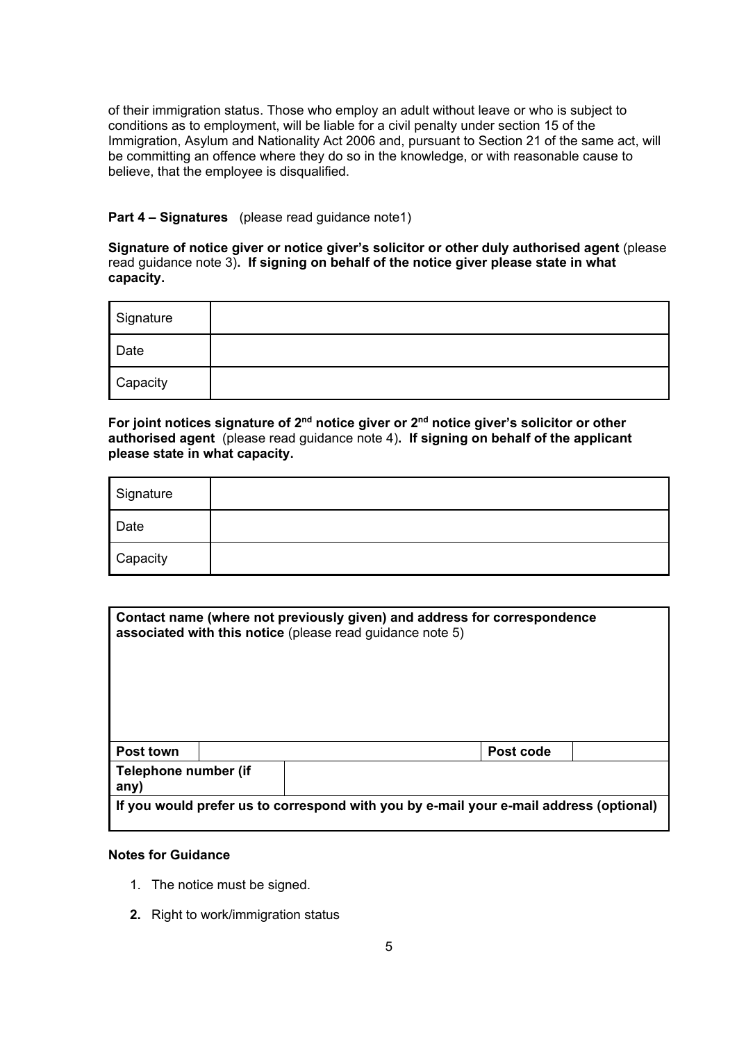of their immigration status. Those who employ an adult without leave or who is subject to conditions as to employment, will be liable for a civil penalty under section 15 of the Immigration, Asylum and Nationality Act 2006 and, pursuant to Section 21 of the same act, will be committing an offence where they do so in the knowledge, or with reasonable cause to believe, that the employee is disqualified.

**Part 4 – Signatures** (please read guidance note1)

**Signature of notice giver or notice giver's solicitor or other duly authorised agent** (please read guidance note 3)**. If signing on behalf of the notice giver please state in what capacity.**

| Signature | |
|---|---|
| Date | |
| Capacity | |

**For joint notices signature of 2nd notice giver or 2nd notice giver's solicitor or other authorised agent** (please read guidance note 4)**. If signing on behalf of the applicant please state in what capacity.**

| Signature | |
|---|---|
| Date | |
| Capacity | |

| **Contact name (where not previously given) and address for correspondence associated with this notice** (please read guidance note 5) | | | |
|---|---|---|---|
| **Post town** | | **Post code** | |
| **Telephone number (if any)** | | | |
| **If you would prefer us to correspond with you by e-mail your e-mail address (optional)** | | | |

**Notes for Guidance**

1. The notice must be signed.
2. Right to work/immigration status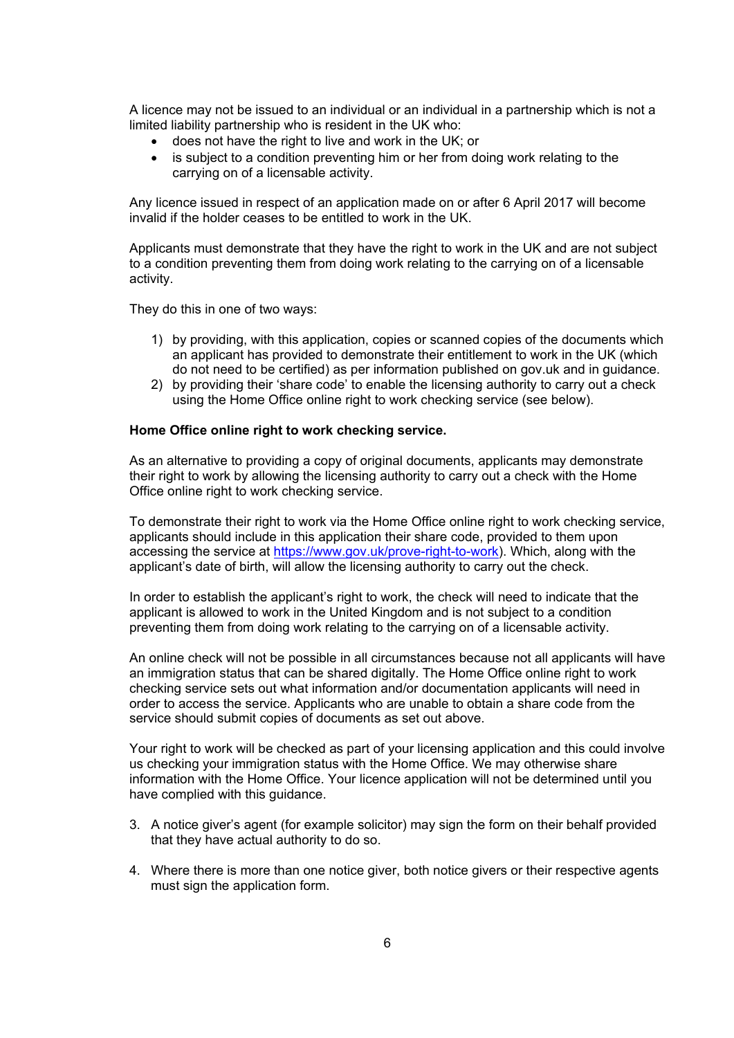A licence may not be issued to an individual or an individual in a partnership which is not a limited liability partnership who is resident in the UK who:

- does not have the right to live and work in the UK; or
- is subject to a condition preventing him or her from doing work relating to the carrying on of a licensable activity.

Any licence issued in respect of an application made on or after 6 April 2017 will become invalid if the holder ceases to be entitled to work in the UK.

Applicants must demonstrate that they have the right to work in the UK and are not subject to a condition preventing them from doing work relating to the carrying on of a licensable activity.

They do this in one of two ways:

1) by providing, with this application, copies or scanned copies of the documents which an applicant has provided to demonstrate their entitlement to work in the UK (which do not need to be certified) as per information published on gov.uk and in guidance.
2) by providing their 'share code' to enable the licensing authority to carry out a check using the Home Office online right to work checking service (see below).

**Home Office online right to work checking service.**

As an alternative to providing a copy of original documents, applicants may demonstrate their right to work by allowing the licensing authority to carry out a check with the Home Office online right to work checking service.

To demonstrate their right to work via the Home Office online right to work checking service, applicants should include in this application their share code, provided to them upon accessing the service at [https://www.gov.uk/prove-right-to-work](https://www.gov.uk/prove-right-to-work)). Which, along with the applicant's date of birth, will allow the licensing authority to carry out the check.

In order to establish the applicant's right to work, the check will need to indicate that the applicant is allowed to work in the United Kingdom and is not subject to a condition preventing them from doing work relating to the carrying on of a licensable activity.

An online check will not be possible in all circumstances because not all applicants will have an immigration status that can be shared digitally. The Home Office online right to work checking service sets out what information and/or documentation applicants will need in order to access the service. Applicants who are unable to obtain a share code from the service should submit copies of documents as set out above.

Your right to work will be checked as part of your licensing application and this could involve us checking your immigration status with the Home Office. We may otherwise share information with the Home Office. Your licence application will not be determined until you have complied with this guidance.

3. A notice giver's agent (for example solicitor) may sign the form on their behalf provided that they have actual authority to do so.

4. Where there is more than one notice giver, both notice givers or their respective agents must sign the application form.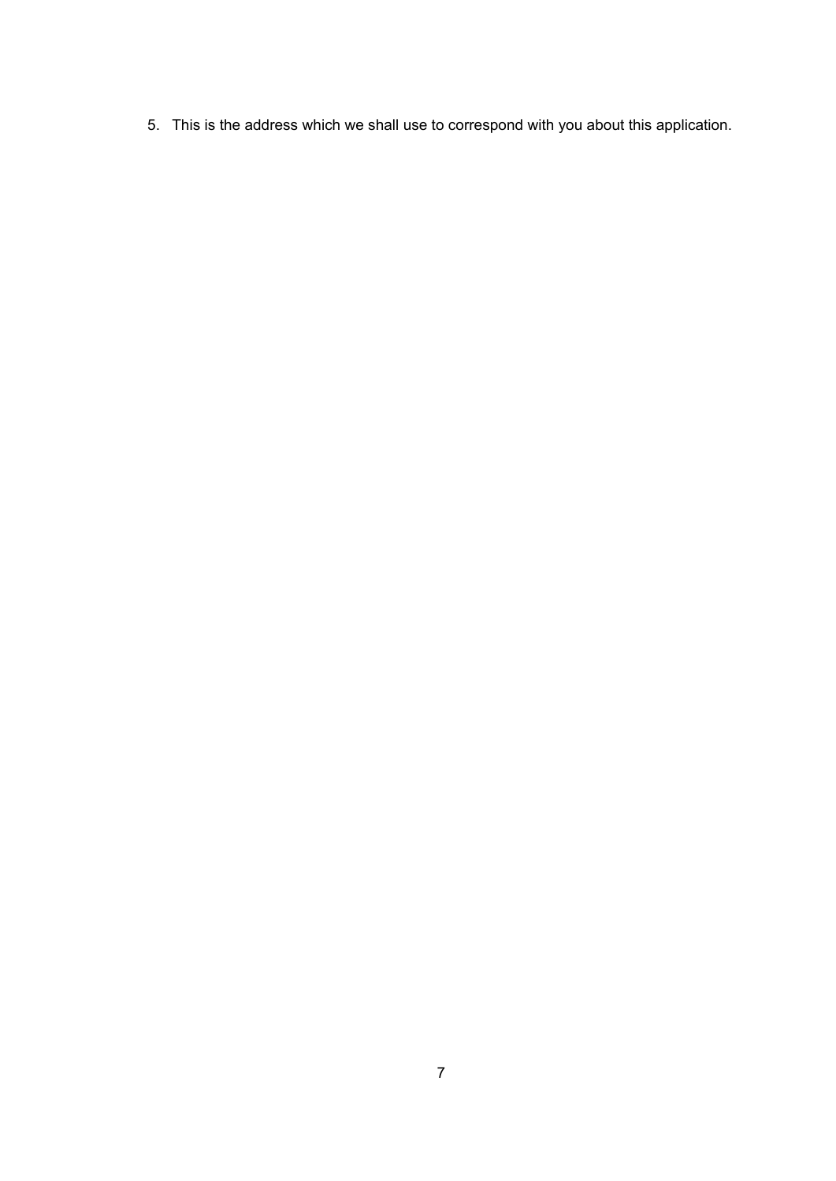5. This is the address which we shall use to correspond with you about this application.